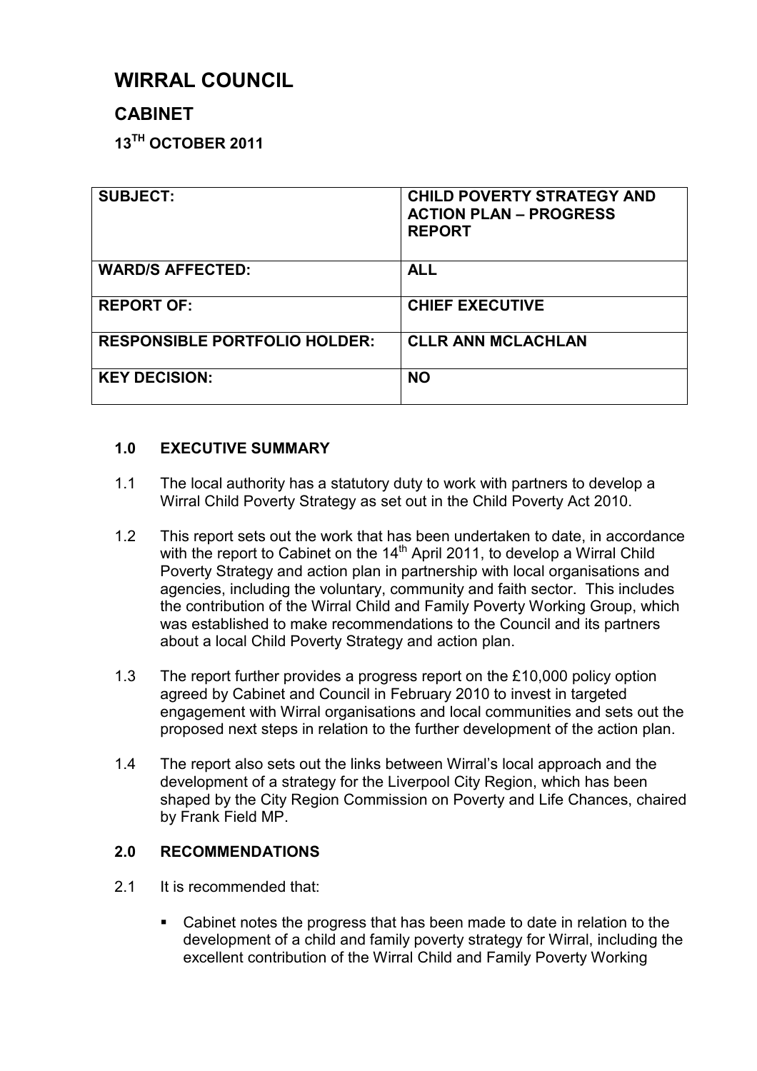# WIRRAL COUNCIL

## CABINET

### 13TH OCTOBER 2011

| SUBJECT: | CHILD POVERTY STRATEGY AND ACTION PLAN – PROGRESS REPORT |
|---|---|
| WARD/S AFFECTED: | ALL |
| REPORT OF: | CHIEF EXECUTIVE |
| RESPONSIBLE PORTFOLIO HOLDER: | CLLR ANN MCLACHLAN |
| KEY DECISION: | NO |

**1.0 EXECUTIVE SUMMARY**

1.1 The local authority has a statutory duty to work with partners to develop a Wirral Child Poverty Strategy as set out in the Child Poverty Act 2010.

1.2 This report sets out the work that has been undertaken to date, in accordance with the report to Cabinet on the 14th April 2011, to develop a Wirral Child Poverty Strategy and action plan in partnership with local organisations and agencies, including the voluntary, community and faith sector. This includes the contribution of the Wirral Child and Family Poverty Working Group, which was established to make recommendations to the Council and its partners about a local Child Poverty Strategy and action plan.

1.3 The report further provides a progress report on the £10,000 policy option agreed by Cabinet and Council in February 2010 to invest in targeted engagement with Wirral organisations and local communities and sets out the proposed next steps in relation to the further development of the action plan.

1.4 The report also sets out the links between Wirral's local approach and the development of a strategy for the Liverpool City Region, which has been shaped by the City Region Commission on Poverty and Life Chances, chaired by Frank Field MP.

**2.0 RECOMMENDATIONS**

2.1 It is recommended that:

- Cabinet notes the progress that has been made to date in relation to the development of a child and family poverty strategy for Wirral, including the excellent contribution of the Wirral Child and Family Poverty Working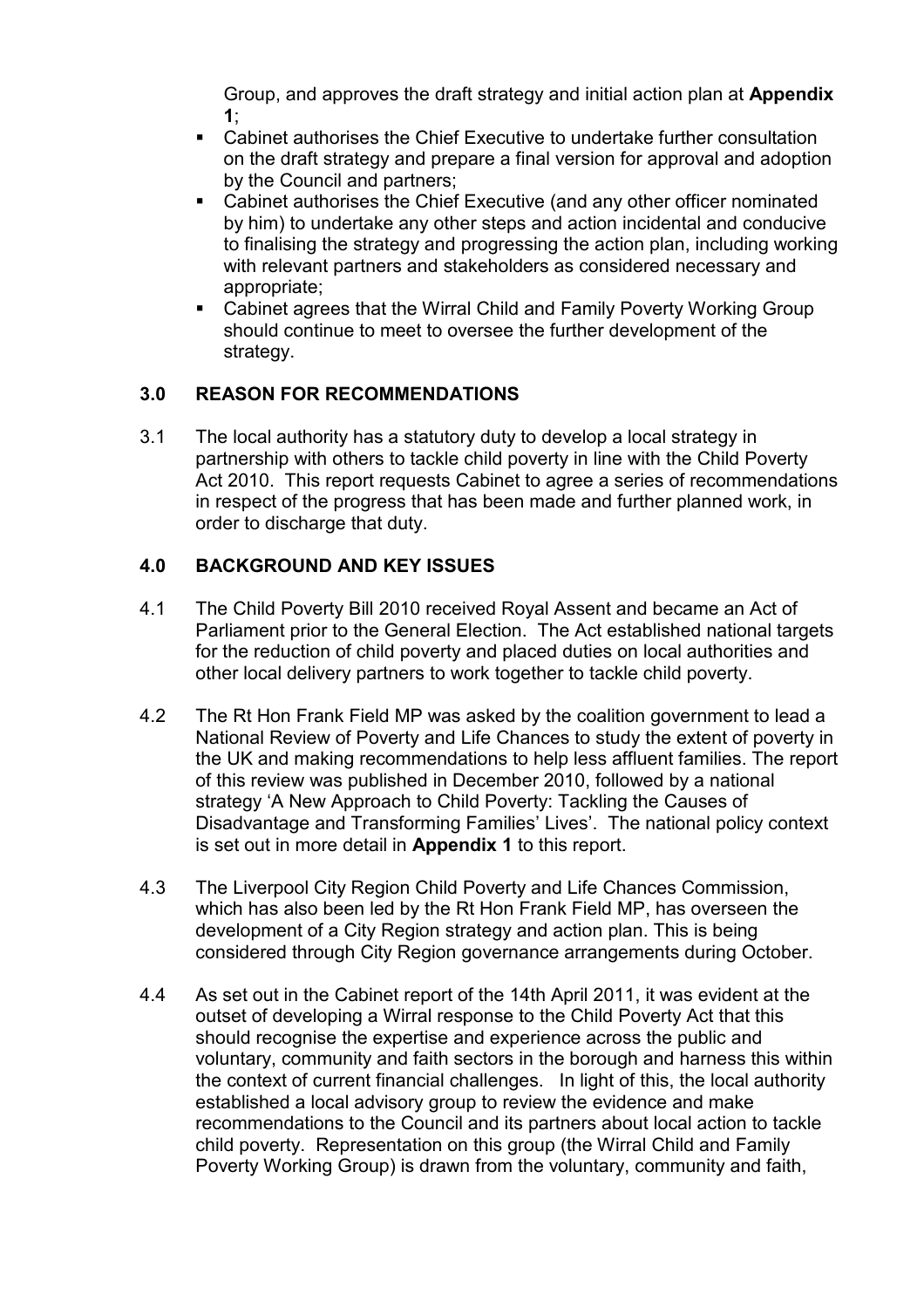Group, and approves the draft strategy and initial action plan at **Appendix 1**;

- Cabinet authorises the Chief Executive to undertake further consultation on the draft strategy and prepare a final version for approval and adoption by the Council and partners;
- Cabinet authorises the Chief Executive (and any other officer nominated by him) to undertake any other steps and action incidental and conducive to finalising the strategy and progressing the action plan, including working with relevant partners and stakeholders as considered necessary and appropriate;
- Cabinet agrees that the Wirral Child and Family Poverty Working Group should continue to meet to oversee the further development of the strategy.

## 3.0 REASON FOR RECOMMENDATIONS

3.1 The local authority has a statutory duty to develop a local strategy in partnership with others to tackle child poverty in line with the Child Poverty Act 2010. This report requests Cabinet to agree a series of recommendations in respect of the progress that has been made and further planned work, in order to discharge that duty.

## 4.0 BACKGROUND AND KEY ISSUES

4.1 The Child Poverty Bill 2010 received Royal Assent and became an Act of Parliament prior to the General Election. The Act established national targets for the reduction of child poverty and placed duties on local authorities and other local delivery partners to work together to tackle child poverty.

4.2 The Rt Hon Frank Field MP was asked by the coalition government to lead a National Review of Poverty and Life Chances to study the extent of poverty in the UK and making recommendations to help less affluent families. The report of this review was published in December 2010, followed by a national strategy 'A New Approach to Child Poverty: Tackling the Causes of Disadvantage and Transforming Families' Lives'. The national policy context is set out in more detail in **Appendix 1** to this report.

4.3 The Liverpool City Region Child Poverty and Life Chances Commission, which has also been led by the Rt Hon Frank Field MP, has overseen the development of a City Region strategy and action plan. This is being considered through City Region governance arrangements during October.

4.4 As set out in the Cabinet report of the 14th April 2011, it was evident at the outset of developing a Wirral response to the Child Poverty Act that this should recognise the expertise and experience across the public and voluntary, community and faith sectors in the borough and harness this within the context of current financial challenges. In light of this, the local authority established a local advisory group to review the evidence and make recommendations to the Council and its partners about local action to tackle child poverty. Representation on this group (the Wirral Child and Family Poverty Working Group) is drawn from the voluntary, community and faith,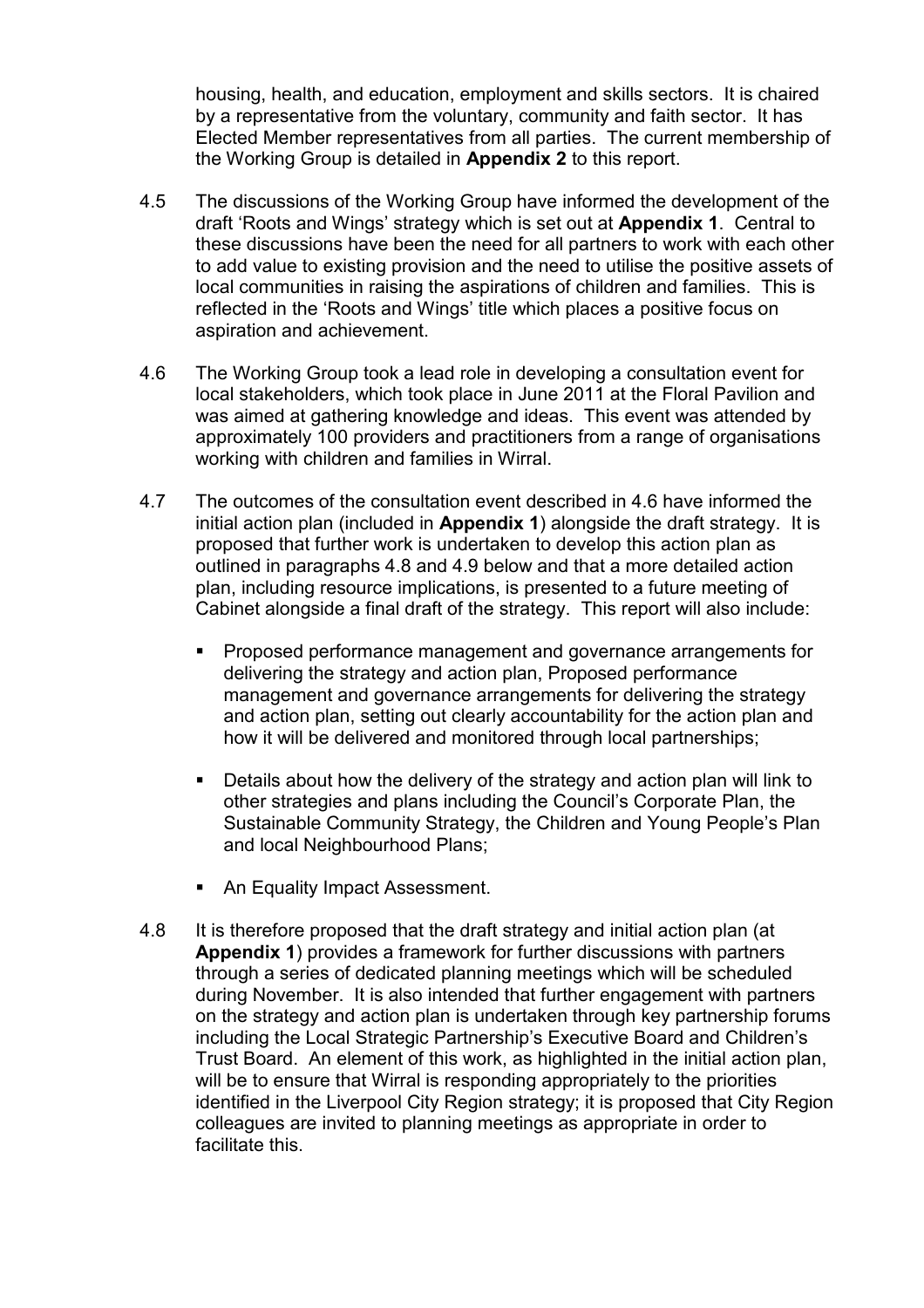housing, health, and education, employment and skills sectors. It is chaired by a representative from the voluntary, community and faith sector. It has Elected Member representatives from all parties. The current membership of the Working Group is detailed in **Appendix 2** to this report.

4.5 The discussions of the Working Group have informed the development of the draft 'Roots and Wings' strategy which is set out at **Appendix 1**. Central to these discussions have been the need for all partners to work with each other to add value to existing provision and the need to utilise the positive assets of local communities in raising the aspirations of children and families. This is reflected in the 'Roots and Wings' title which places a positive focus on aspiration and achievement.

4.6 The Working Group took a lead role in developing a consultation event for local stakeholders, which took place in June 2011 at the Floral Pavilion and was aimed at gathering knowledge and ideas. This event was attended by approximately 100 providers and practitioners from a range of organisations working with children and families in Wirral.

4.7 The outcomes of the consultation event described in 4.6 have informed the initial action plan (included in **Appendix 1**) alongside the draft strategy. It is proposed that further work is undertaken to develop this action plan as outlined in paragraphs 4.8 and 4.9 below and that a more detailed action plan, including resource implications, is presented to a future meeting of Cabinet alongside a final draft of the strategy. This report will also include:

- Proposed performance management and governance arrangements for delivering the strategy and action plan, Proposed performance management and governance arrangements for delivering the strategy and action plan, setting out clearly accountability for the action plan and how it will be delivered and monitored through local partnerships;
- Details about how the delivery of the strategy and action plan will link to other strategies and plans including the Council's Corporate Plan, the Sustainable Community Strategy, the Children and Young People's Plan and local Neighbourhood Plans;
- An Equality Impact Assessment.

4.8 It is therefore proposed that the draft strategy and initial action plan (at **Appendix 1**) provides a framework for further discussions with partners through a series of dedicated planning meetings which will be scheduled during November. It is also intended that further engagement with partners on the strategy and action plan is undertaken through key partnership forums including the Local Strategic Partnership's Executive Board and Children's Trust Board. An element of this work, as highlighted in the initial action plan, will be to ensure that Wirral is responding appropriately to the priorities identified in the Liverpool City Region strategy; it is proposed that City Region colleagues are invited to planning meetings as appropriate in order to facilitate this.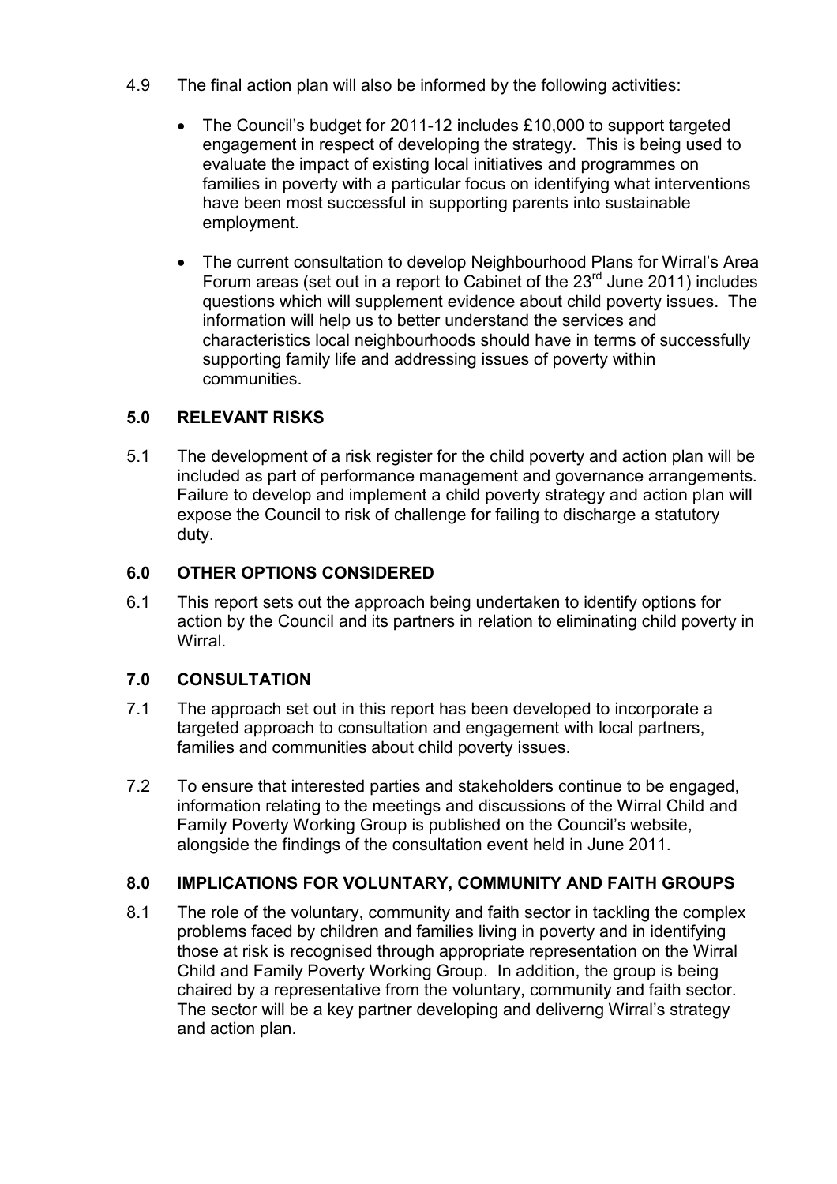4.9 The final action plan will also be informed by the following activities:

- The Council's budget for 2011-12 includes £10,000 to support targeted engagement in respect of developing the strategy. This is being used to evaluate the impact of existing local initiatives and programmes on families in poverty with a particular focus on identifying what interventions have been most successful in supporting parents into sustainable employment.

- The current consultation to develop Neighbourhood Plans for Wirral's Area Forum areas (set out in a report to Cabinet of the 23rd June 2011) includes questions which will supplement evidence about child poverty issues. The information will help us to better understand the services and characteristics local neighbourhoods should have in terms of successfully supporting family life and addressing issues of poverty within communities.

## 5.0 RELEVANT RISKS

5.1 The development of a risk register for the child poverty and action plan will be included as part of performance management and governance arrangements. Failure to develop and implement a child poverty strategy and action plan will expose the Council to risk of challenge for failing to discharge a statutory duty.

## 6.0 OTHER OPTIONS CONSIDERED

6.1 This report sets out the approach being undertaken to identify options for action by the Council and its partners in relation to eliminating child poverty in Wirral.

## 7.0 CONSULTATION

7.1 The approach set out in this report has been developed to incorporate a targeted approach to consultation and engagement with local partners, families and communities about child poverty issues.

7.2 To ensure that interested parties and stakeholders continue to be engaged, information relating to the meetings and discussions of the Wirral Child and Family Poverty Working Group is published on the Council's website, alongside the findings of the consultation event held in June 2011.

## 8.0 IMPLICATIONS FOR VOLUNTARY, COMMUNITY AND FAITH GROUPS

8.1 The role of the voluntary, community and faith sector in tackling the complex problems faced by children and families living in poverty and in identifying those at risk is recognised through appropriate representation on the Wirral Child and Family Poverty Working Group. In addition, the group is being chaired by a representative from the voluntary, community and faith sector. The sector will be a key partner developing and deliverng Wirral's strategy and action plan.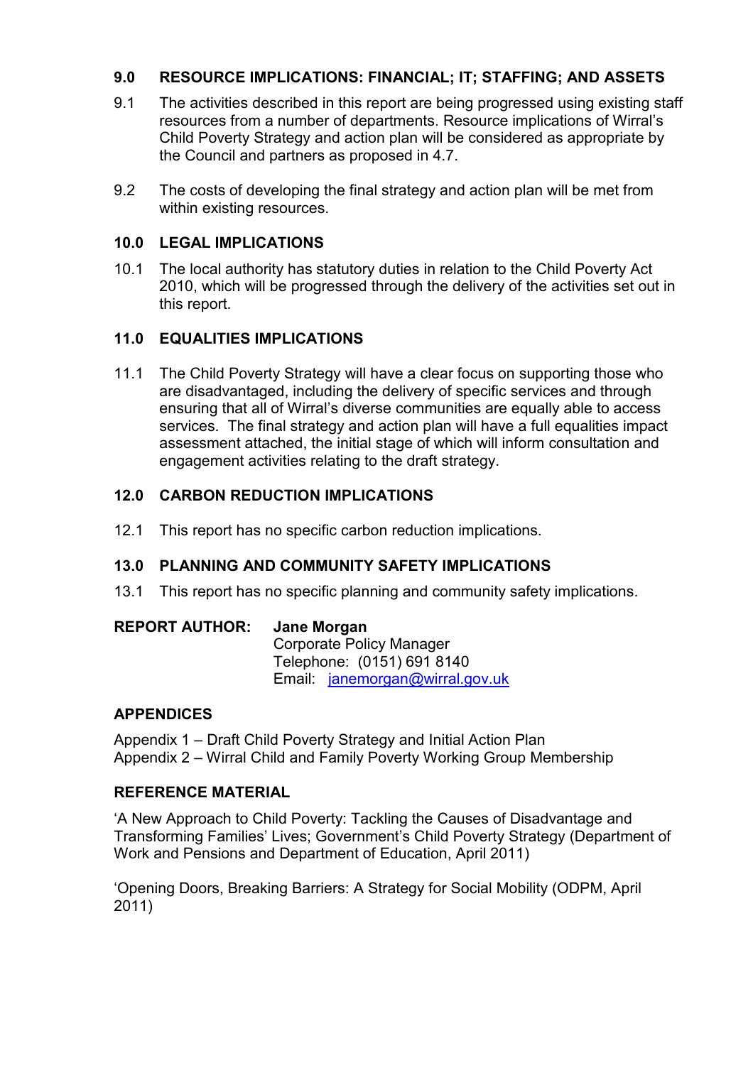## 9.0 RESOURCE IMPLICATIONS: FINANCIAL; IT; STAFFING; AND ASSETS

9.1 The activities described in this report are being progressed using existing staff resources from a number of departments. Resource implications of Wirral's Child Poverty Strategy and action plan will be considered as appropriate by the Council and partners as proposed in 4.7.

9.2 The costs of developing the final strategy and action plan will be met from within existing resources.

## 10.0 LEGAL IMPLICATIONS

10.1 The local authority has statutory duties in relation to the Child Poverty Act 2010, which will be progressed through the delivery of the activities set out in this report.

## 11.0 EQUALITIES IMPLICATIONS

11.1 The Child Poverty Strategy will have a clear focus on supporting those who are disadvantaged, including the delivery of specific services and through ensuring that all of Wirral's diverse communities are equally able to access services. The final strategy and action plan will have a full equalities impact assessment attached, the initial stage of which will inform consultation and engagement activities relating to the draft strategy.

## 12.0 CARBON REDUCTION IMPLICATIONS

12.1 This report has no specific carbon reduction implications.

## 13.0 PLANNING AND COMMUNITY SAFETY IMPLICATIONS

13.1 This report has no specific planning and community safety implications.

**REPORT AUTHOR:** **Jane Morgan**
Corporate Policy Manager
Telephone: (0151) 691 8140
Email: janemorgan@wirral.gov.uk

## APPENDICES

Appendix 1 – Draft Child Poverty Strategy and Initial Action Plan
Appendix 2 – Wirral Child and Family Poverty Working Group Membership

## REFERENCE MATERIAL

'A New Approach to Child Poverty: Tackling the Causes of Disadvantage and Transforming Families' Lives; Government's Child Poverty Strategy (Department of Work and Pensions and Department of Education, April 2011)

'Opening Doors, Breaking Barriers: A Strategy for Social Mobility (ODPM, April 2011)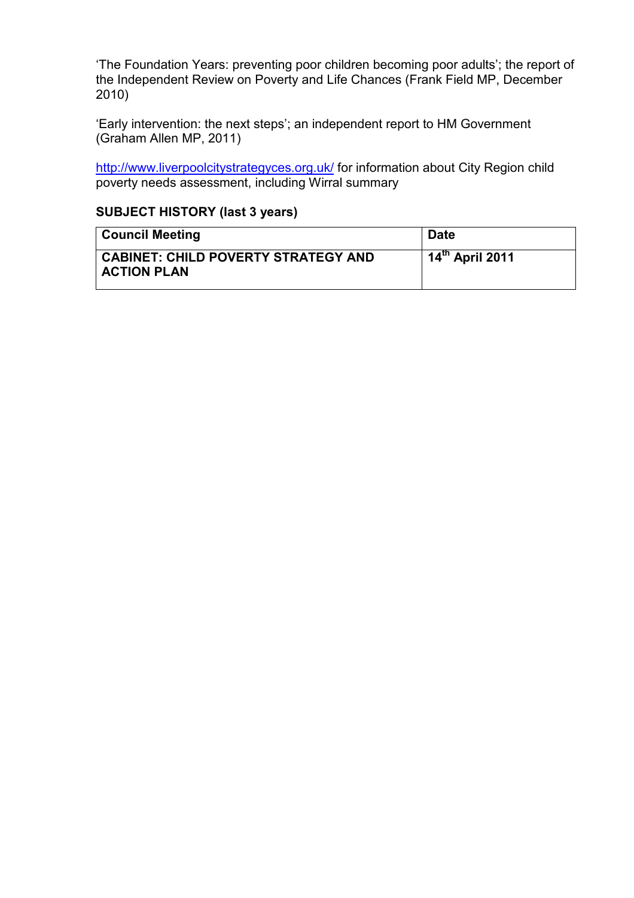'The Foundation Years: preventing poor children becoming poor adults'; the report of the Independent Review on Poverty and Life Chances (Frank Field MP, December 2010)

'Early intervention: the next steps'; an independent report to HM Government (Graham Allen MP, 2011)

[http://www.liverpoolcitystrategyces.org.uk/](http://www.liverpoolcitystrategyces.org.uk/) for information about City Region child poverty needs assessment, including Wirral summary

**SUBJECT HISTORY (last 3 years)**

| Council Meeting | Date |
|---|---|
| **CABINET: CHILD POVERTY STRATEGY AND ACTION PLAN** | **14th April 2011** |